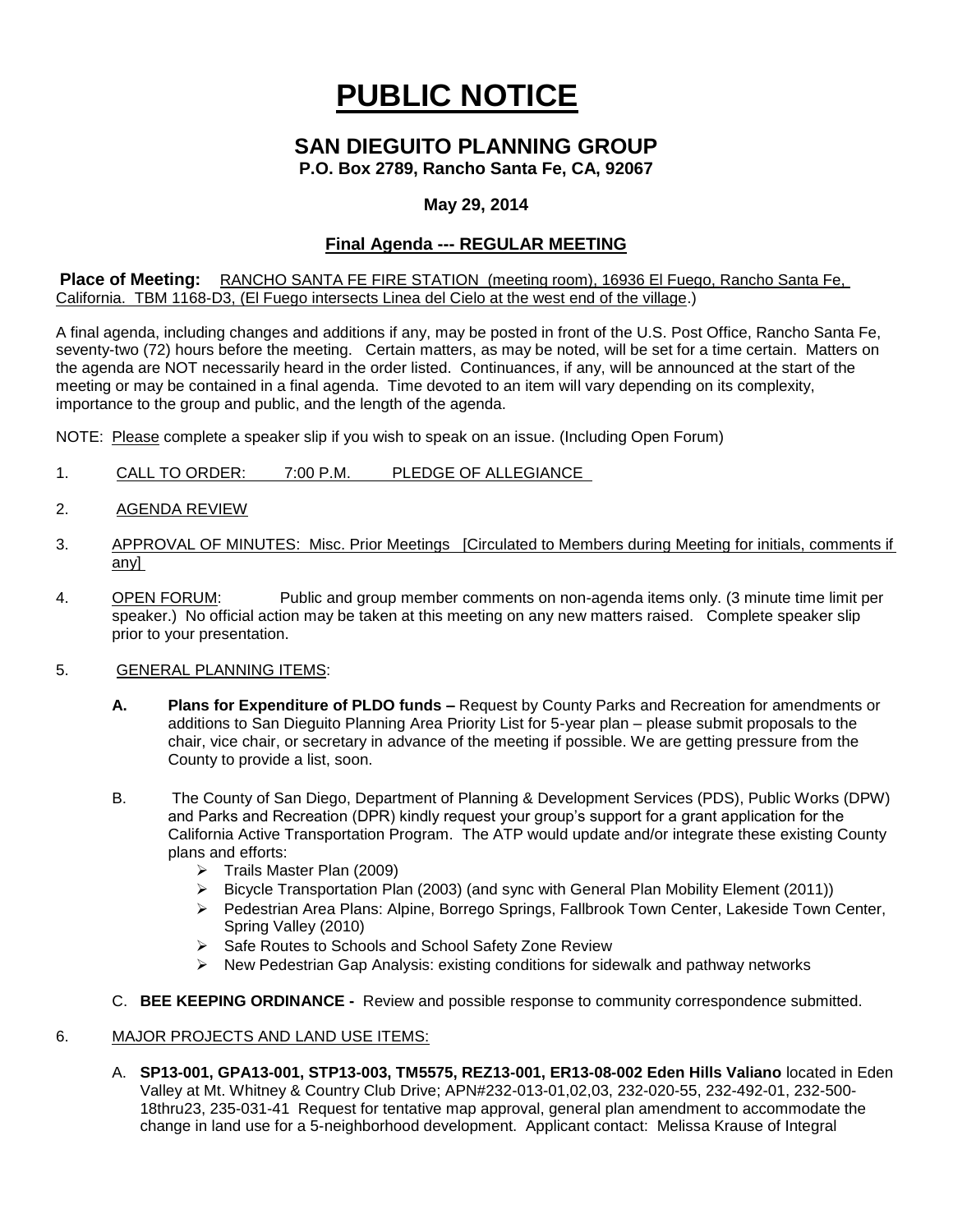# PUBLIC NOTICE

## SAN DIEGUITO PLANNING GROUP

**P.O. Box 2789, Rancho Santa Fe, CA, 92067**

**May 29, 2014**

### Final Agenda --- REGULAR MEETING

**Place of Meeting:** RANCHO SANTA FE FIRE STATION (meeting room), 16936 El Fuego, Rancho Santa Fe, California. TBM 1168-D3, (El Fuego intersects Linea del Cielo at the west end of the village.)

A final agenda, including changes and additions if any, may be posted in front of the U.S. Post Office, Rancho Santa Fe, seventy-two (72) hours before the meeting. Certain matters, as may be noted, will be set for a time certain. Matters on the agenda are NOT necessarily heard in the order listed. Continuances, if any, will be announced at the start of the meeting or may be contained in a final agenda. Time devoted to an item will vary depending on its complexity, importance to the group and public, and the length of the agenda.

NOTE: Please complete a speaker slip if you wish to speak on an issue. (Including Open Forum)

1. CALL TO ORDER: 7:00 P.M. PLEDGE OF ALLEGIANCE

2. AGENDA REVIEW

3. APPROVAL OF MINUTES: Misc. Prior Meetings [Circulated to Members during Meeting for initials, comments if any]

4. OPEN FORUM: Public and group member comments on non-agenda items only. (3 minute time limit per speaker.) No official action may be taken at this meeting on any new matters raised. Complete speaker slip prior to your presentation.

5. GENERAL PLANNING ITEMS:

   **A. Plans for Expenditure of PLDO funds –** Request by County Parks and Recreation for amendments or additions to San Dieguito Planning Area Priority List for 5-year plan – please submit proposals to the chair, vice chair, or secretary in advance of the meeting if possible. We are getting pressure from the County to provide a list, soon.

   B. The County of San Diego, Department of Planning & Development Services (PDS), Public Works (DPW) and Parks and Recreation (DPR) kindly request your group's support for a grant application for the California Active Transportation Program. The ATP would update and/or integrate these existing County plans and efforts:
      - Trails Master Plan (2009)
      - Bicycle Transportation Plan (2003) (and sync with General Plan Mobility Element (2011))
      - Pedestrian Area Plans: Alpine, Borrego Springs, Fallbrook Town Center, Lakeside Town Center, Spring Valley (2010)
      - Safe Routes to Schools and School Safety Zone Review
      - New Pedestrian Gap Analysis: existing conditions for sidewalk and pathway networks

   C. **BEE KEEPING ORDINANCE -** Review and possible response to community correspondence submitted.

6. MAJOR PROJECTS AND LAND USE ITEMS:

   A. **SP13-001, GPA13-001, STP13-003, TM5575, REZ13-001, ER13-08-002 Eden Hills Valiano** located in Eden Valley at Mt. Whitney & Country Club Drive; APN#232-013-01,02,03, 232-020-55, 232-492-01, 232-500-18thru23, 235-031-41 Request for tentative map approval, general plan amendment to accommodate the change in land use for a 5-neighborhood development. Applicant contact: Melissa Krause of Integral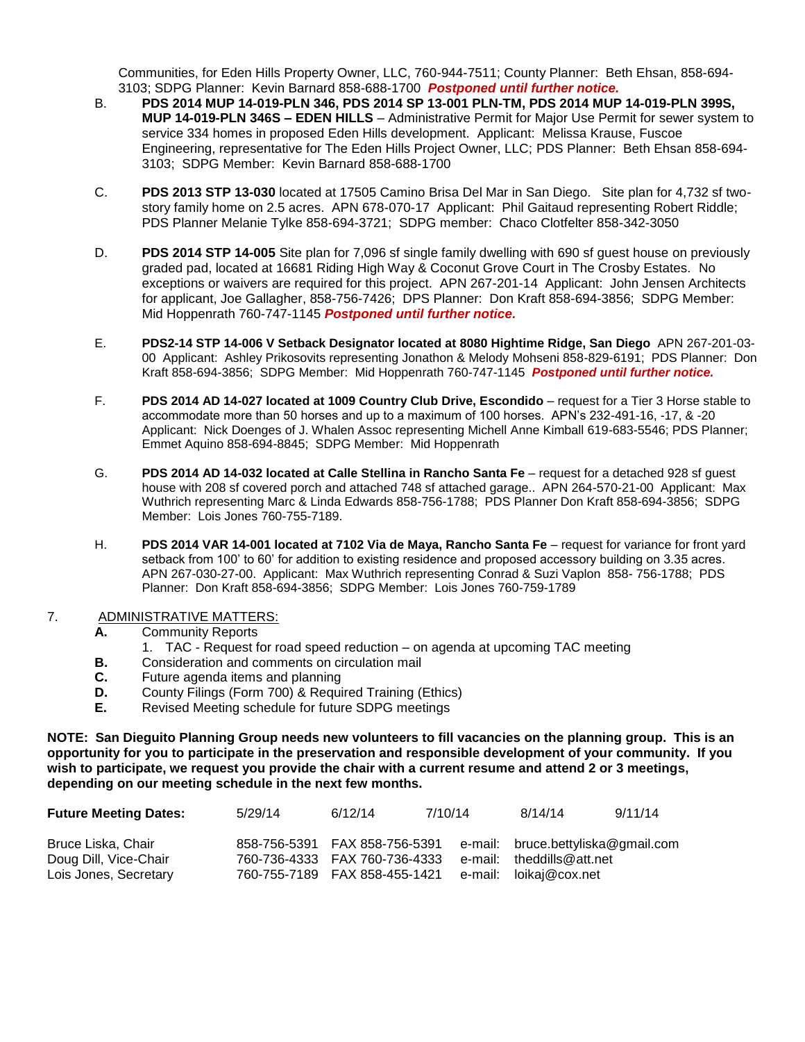Communities, for Eden Hills Property Owner, LLC, 760-944-7511; County Planner: Beth Ehsan, 858-694-3103; SDPG Planner: Kevin Barnard 858-688-1700 ***Postponed until further notice.***

B. **PDS 2014 MUP 14-019-PLN 346, PDS 2014 SP 13-001 PLN-TM, PDS 2014 MUP 14-019-PLN 399S, MUP 14-019-PLN 346S – EDEN HILLS** – Administrative Permit for Major Use Permit for sewer system to service 334 homes in proposed Eden Hills development. Applicant: Melissa Krause, Fuscoe Engineering, representative for The Eden Hills Project Owner, LLC; PDS Planner: Beth Ehsan 858-694-3103; SDPG Member: Kevin Barnard 858-688-1700

C. **PDS 2013 STP 13-030** located at 17505 Camino Brisa Del Mar in San Diego. Site plan for 4,732 sf two-story family home on 2.5 acres. APN 678-070-17 Applicant: Phil Gaitaud representing Robert Riddle; PDS Planner Melanie Tylke 858-694-3721; SDPG member: Chaco Clotfelter 858-342-3050

D. **PDS 2014 STP 14-005** Site plan for 7,096 sf single family dwelling with 690 sf guest house on previously graded pad, located at 16681 Riding High Way & Coconut Grove Court in The Crosby Estates. No exceptions or waivers are required for this project. APN 267-201-14 Applicant: John Jensen Architects for applicant, Joe Gallagher, 858-756-7426; DPS Planner: Don Kraft 858-694-3856; SDPG Member: Mid Hoppenrath 760-747-1145 ***Postponed until further notice.***

E. **PDS2-14 STP 14-006 V Setback Designator located at 8080 Hightime Ridge, San Diego** APN 267-201-03-00 Applicant: Ashley Prikosovits representing Jonathon & Melody Mohseni 858-829-6191; PDS Planner: Don Kraft 858-694-3856; SDPG Member: Mid Hoppenrath 760-747-1145 ***Postponed until further notice.***

F. **PDS 2014 AD 14-027 located at 1009 Country Club Drive, Escondido** – request for a Tier 3 Horse stable to accommodate more than 50 horses and up to a maximum of 100 horses. APN's 232-491-16, -17, & -20 Applicant: Nick Doenges of J. Whalen Assoc representing Michell Anne Kimball 619-683-5546; PDS Planner; Emmet Aquino 858-694-8845; SDPG Member: Mid Hoppenrath

G. **PDS 2014 AD 14-032 located at Calle Stellina in Rancho Santa Fe** – request for a detached 928 sf guest house with 208 sf covered porch and attached 748 sf attached garage.. APN 264-570-21-00 Applicant: Max Wuthrich representing Marc & Linda Edwards 858-756-1788; PDS Planner Don Kraft 858-694-3856; SDPG Member: Lois Jones 760-755-7189.

H. **PDS 2014 VAR 14-001 located at 7102 Via de Maya, Rancho Santa Fe** – request for variance for front yard setback from 100' to 60' for addition to existing residence and proposed accessory building on 3.35 acres. APN 267-030-27-00. Applicant: Max Wuthrich representing Conrad & Suzi Vaplon 858- 756-1788; PDS Planner: Don Kraft 858-694-3856; SDPG Member: Lois Jones 760-759-1789

7. ADMINISTRATIVE MATTERS:

**A.** Community Reports
   1. TAC - Request for road speed reduction – on agenda at upcoming TAC meeting

**B.** Consideration and comments on circulation mail

**C.** Future agenda items and planning

**D.** County Filings (Form 700) & Required Training (Ethics)

**E.** Revised Meeting schedule for future SDPG meetings

**NOTE: San Dieguito Planning Group needs new volunteers to fill vacancies on the planning group. This is an opportunity for you to participate in the preservation and responsible development of your community. If you wish to participate, we request you provide the chair with a current resume and attend 2 or 3 meetings, depending on our meeting schedule in the next few months.**

**Future Meeting Dates:** 5/29/14 6/12/14 7/10/14 8/14/14 9/11/14

| | | | |
|---|---|---|---|
| Bruce Liska, Chair | 858-756-5391 | FAX 858-756-5391 | e-mail: bruce.bettyliska@gmail.com |
| Doug Dill, Vice-Chair | 760-736-4333 | FAX 760-736-4333 | e-mail: theddills@att.net |
| Lois Jones, Secretary | 760-755-7189 | FAX 858-455-1421 | e-mail: loikaj@cox.net |